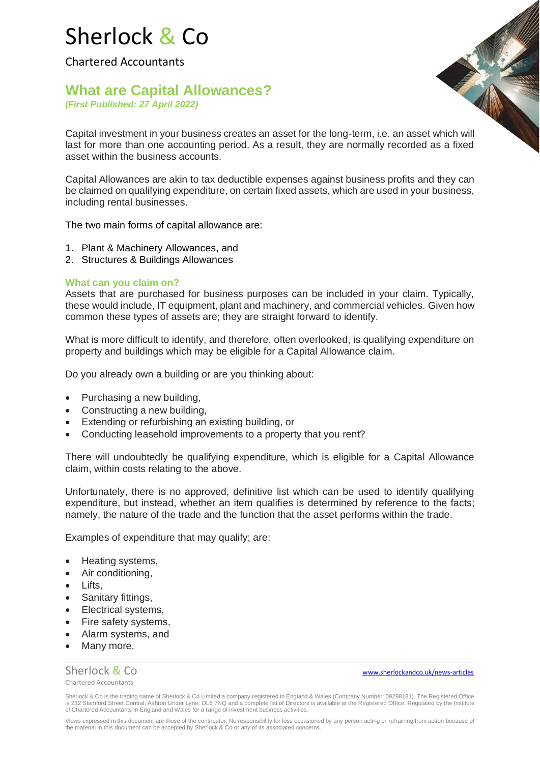# Sherlock & Co

Chartered Accountants

## What are Capital Allowances?

*(First Published: 27 April 2022)*

Capital investment in your business creates an asset for the long-term, i.e. an asset which will last for more than one accounting period. As a result, they are normally recorded as a fixed asset within the business accounts.

Capital Allowances are akin to tax deductible expenses against business profits and they can be claimed on qualifying expenditure, on certain fixed assets, which are used in your business, including rental businesses.

The two main forms of capital allowance are:

1. Plant & Machinery Allowances, and
2. Structures & Buildings Allowances

### What can you claim on?

Assets that are purchased for business purposes can be included in your claim. Typically, these would include, IT equipment, plant and machinery, and commercial vehicles. Given how common these types of assets are; they are straight forward to identify.

What is more difficult to identify, and therefore, often overlooked, is qualifying expenditure on property and buildings which may be eligible for a Capital Allowance claim.

Do you already own a building or are you thinking about:

- Purchasing a new building,
- Constructing a new building,
- Extending or refurbishing an existing building, or
- Conducting leasehold improvements to a property that you rent?

There will undoubtedly be qualifying expenditure, which is eligible for a Capital Allowance claim, within costs relating to the above.

Unfortunately, there is no approved, definitive list which can be used to identify qualifying expenditure, but instead, whether an item qualifies is determined by reference to the facts; namely, the nature of the trade and the function that the asset performs within the trade.

Examples of expenditure that may qualify; are:

- Heating systems,
- Air conditioning,
- Lifts,
- Sanitary fittings,
- Electrical systems,
- Fire safety systems,
- Alarm systems, and
- Many more.

Sherlock & Co is the trading name of Sherlock & Co Limited a company registered in England & Wales (Company Number: 09298181). The Registered Office is 232 Stamford Street Central, Ashton Under Lyne, OL6 7NQ and a complete list of Directors is available at the Registered Office. Regulated by the Institute of Chartered Accountants in England and Wales for a range of investment business activities.

Views expressed in this document are those of the contributor. No responsibility for loss occasioned by any person acting or refraining from action because of the material in this document can be accepted by Sherlock & Co or any of its associated concerns.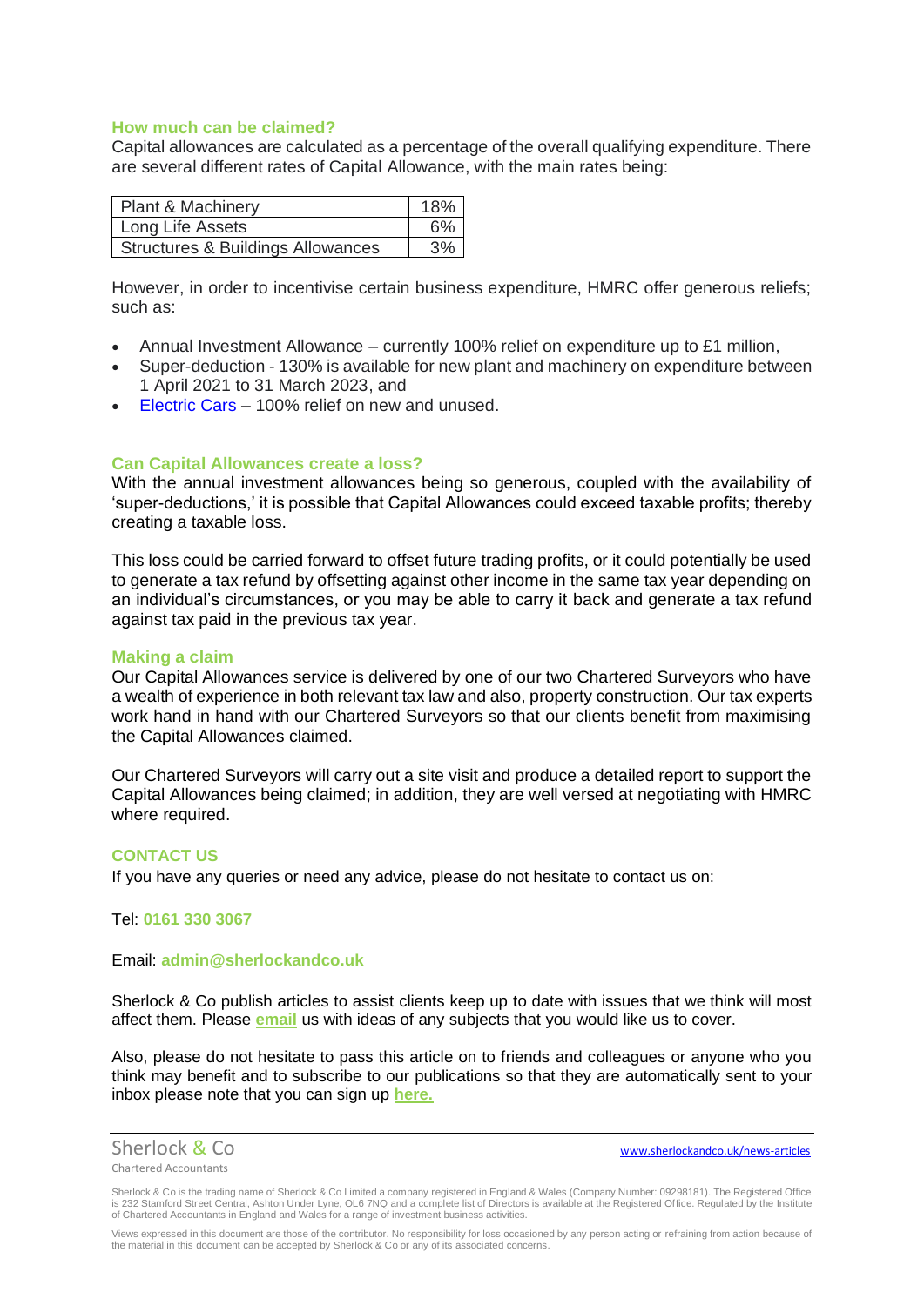### How much can be claimed?

Capital allowances are calculated as a percentage of the overall qualifying expenditure. There are several different rates of Capital Allowance, with the main rates being:

| | |
|---|---|
| Plant & Machinery | 18% |
| Long Life Assets | 6% |
| Structures & Buildings Allowances | 3% |

However, in order to incentivise certain business expenditure, HMRC offer generous reliefs; such as:

- Annual Investment Allowance – currently 100% relief on expenditure up to £1 million,
- Super-deduction - 130% is available for new plant and machinery on expenditure between 1 April 2021 to 31 March 2023, and
- Electric Cars – 100% relief on new and unused.

### Can Capital Allowances create a loss?

With the annual investment allowances being so generous, coupled with the availability of 'super-deductions,' it is possible that Capital Allowances could exceed taxable profits; thereby creating a taxable loss.

This loss could be carried forward to offset future trading profits, or it could potentially be used to generate a tax refund by offsetting against other income in the same tax year depending on an individual's circumstances, or you may be able to carry it back and generate a tax refund against tax paid in the previous tax year.

### Making a claim

Our Capital Allowances service is delivered by one of our two Chartered Surveyors who have a wealth of experience in both relevant tax law and also, property construction. Our tax experts work hand in hand with our Chartered Surveyors so that our clients benefit from maximising the Capital Allowances claimed.

Our Chartered Surveyors will carry out a site visit and produce a detailed report to support the Capital Allowances being claimed; in addition, they are well versed at negotiating with HMRC where required.

### CONTACT US

If you have any queries or need any advice, please do not hesitate to contact us on:

Tel: **0161 330 3067**

Email: **admin@sherlockandco.uk**

Sherlock & Co publish articles to assist clients keep up to date with issues that we think will most affect them. Please **email** us with ideas of any subjects that you would like us to cover.

Also, please do not hesitate to pass this article on to friends and colleagues or anyone who you think may benefit and to subscribe to our publications so that they are automatically sent to your inbox please note that you can sign up **here.**

Sherlock & Co
Chartered Accountants

www.sherlockandco.uk/news-articles

Sherlock & Co is the trading name of Sherlock & Co Limited a company registered in England & Wales (Company Number: 09298181). The Registered Office is 232 Stamford Street Central, Ashton Under Lyne, OL6 7NQ and a complete list of Directors is available at the Registered Office. Regulated by the Institute of Chartered Accountants in England and Wales for a range of investment business activities.

Views expressed in this document are those of the contributor. No responsibility for loss occasioned by any person acting or refraining from action because of the material in this document can be accepted by Sherlock & Co or any of its associated concerns.